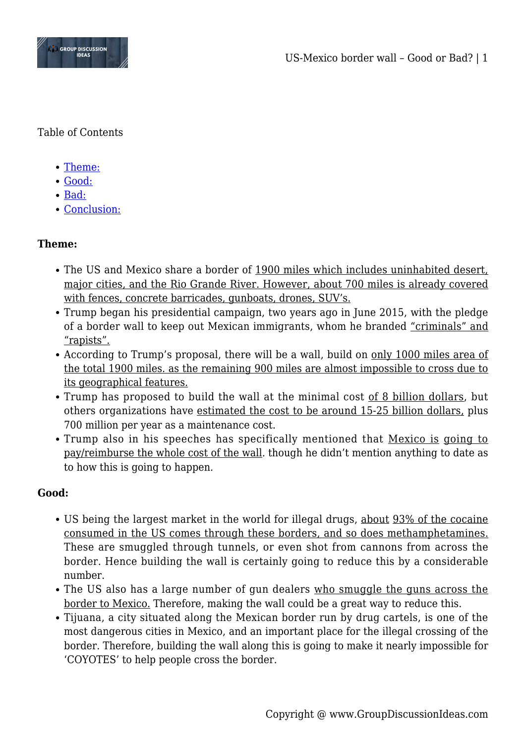Table of Contents

- [Theme:](#theme)
- [Good:](#good)
- [Bad:](#bad)
- [Conclusion:](#conclusion)

**Theme:**

- The US and Mexico share a border of 1900 miles which includes uninhabited desert, major cities, and the Rio Grande River. However, about 700 miles is already covered with fences, concrete barricades, gunboats, drones, SUV's.
- Trump began his presidential campaign, two years ago in June 2015, with the pledge of a border wall to keep out Mexican immigrants, whom he branded "criminals" and "rapists".
- According to Trump's proposal, there will be a wall, build on only 1000 miles area of the total 1900 miles. as the remaining 900 miles are almost impossible to cross due to its geographical features.
- Trump has proposed to build the wall at the minimal cost of 8 billion dollars, but others organizations have estimated the cost to be around 15-25 billion dollars, plus 700 million per year as a maintenance cost.
- Trump also in his speeches has specifically mentioned that Mexico is going to pay/reimburse the whole cost of the wall. though he didn't mention anything to date as to how this is going to happen.

**Good:**

- US being the largest market in the world for illegal drugs, about 93% of the cocaine consumed in the US comes through these borders, and so does methamphetamines. These are smuggled through tunnels, or even shot from cannons from across the border. Hence building the wall is certainly going to reduce this by a considerable number.
- The US also has a large number of gun dealers who smuggle the guns across the border to Mexico. Therefore, making the wall could be a great way to reduce this.
- Tijuana, a city situated along the Mexican border run by drug cartels, is one of the most dangerous cities in Mexico, and an important place for the illegal crossing of the border. Therefore, building the wall along this is going to make it nearly impossible for 'COYOTES' to help people cross the border.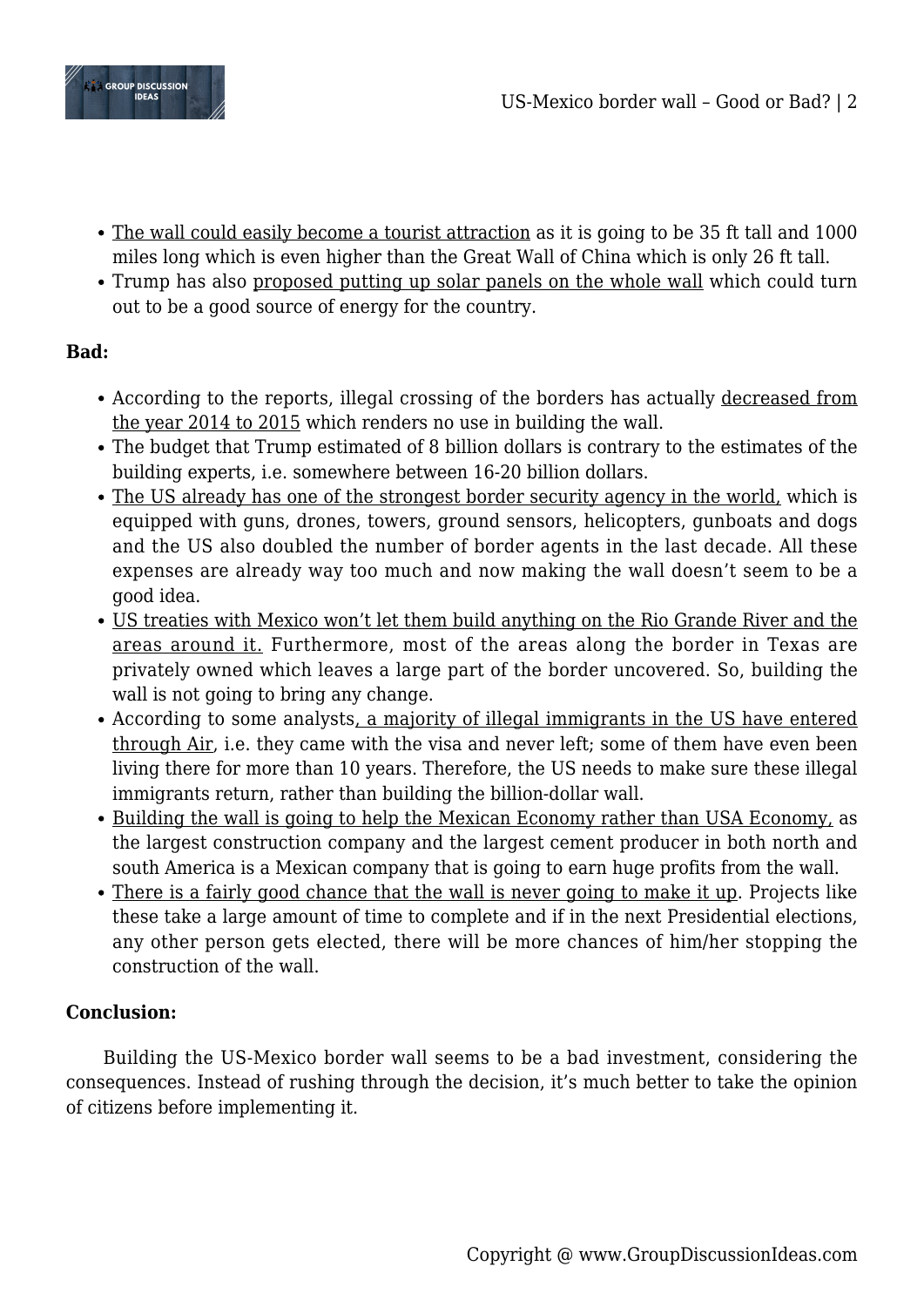- The wall could easily become a tourist attraction as it is going to be 35 ft tall and 1000 miles long which is even higher than the Great Wall of China which is only 26 ft tall.
- Trump has also proposed putting up solar panels on the whole wall which could turn out to be a good source of energy for the country.

**Bad:**

- According to the reports, illegal crossing of the borders has actually decreased from the year 2014 to 2015 which renders no use in building the wall.
- The budget that Trump estimated of 8 billion dollars is contrary to the estimates of the building experts, i.e. somewhere between 16-20 billion dollars.
- The US already has one of the strongest border security agency in the world, which is equipped with guns, drones, towers, ground sensors, helicopters, gunboats and dogs and the US also doubled the number of border agents in the last decade. All these expenses are already way too much and now making the wall doesn't seem to be a good idea.
- US treaties with Mexico won't let them build anything on the Rio Grande River and the areas around it. Furthermore, most of the areas along the border in Texas are privately owned which leaves a large part of the border uncovered. So, building the wall is not going to bring any change.
- According to some analysts, a majority of illegal immigrants in the US have entered through Air, i.e. they came with the visa and never left; some of them have even been living there for more than 10 years. Therefore, the US needs to make sure these illegal immigrants return, rather than building the billion-dollar wall.
- Building the wall is going to help the Mexican Economy rather than USA Economy, as the largest construction company and the largest cement producer in both north and south America is a Mexican company that is going to earn huge profits from the wall.
- There is a fairly good chance that the wall is never going to make it up. Projects like these take a large amount of time to complete and if in the next Presidential elections, any other person gets elected, there will be more chances of him/her stopping the construction of the wall.

**Conclusion:**

Building the US-Mexico border wall seems to be a bad investment, considering the consequences. Instead of rushing through the decision, it's much better to take the opinion of citizens before implementing it.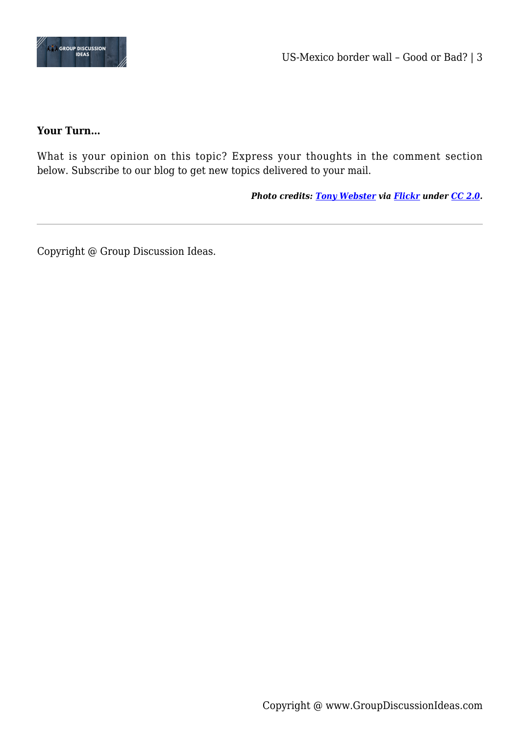**Your Turn…**

What is your opinion on this topic? Express your thoughts in the comment section below. Subscribe to our blog to get new topics delivered to your mail.

***Photo credits: Tony Webster via Flickr under CC 2.0.***

---

Copyright @ Group Discussion Ideas.